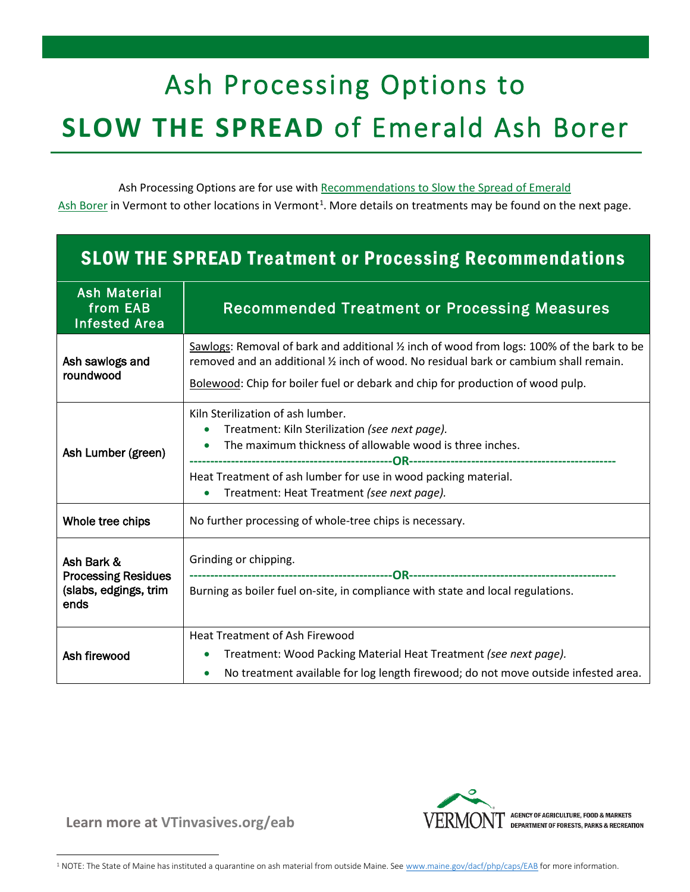# Ash Processing Options to **SLOW THE SPREAD** of Emerald Ash Borer

Ash Processing Options are for use with Recommendations to Slow the Spread of Emerald Ash Borer in Vermont to other locations in Vermont[1]. More details on treatments may be found on the next page.

| SLOW THE SPREAD Treatment or Processing Recommendations | |
|---|---|
| **Ash Material from EAB Infested Area** | **Recommended Treatment or Processing Measures** |
| Ash sawlogs and roundwood | Sawlogs: Removal of bark and additional ½ inch of wood from logs: 100% of the bark to be removed and an additional ½ inch of wood. No residual bark or cambium shall remain.<br><br>Bolewood: Chip for boiler fuel or debark and chip for production of wood pulp. |
| Ash Lumber (green) | Kiln Sterilization of ash lumber.<br>• Treatment: Kiln Sterilization *(see next page).*<br>• The maximum thickness of allowable wood is three inches.<br>------------------------------------------------OR------------------------------------------------<br>Heat Treatment of ash lumber for use in wood packing material.<br>• Treatment: Heat Treatment *(see next page).* |
| Whole tree chips | No further processing of whole-tree chips is necessary. |
| Ash Bark & Processing Residues (slabs, edgings, trim ends | Grinding or chipping.<br>------------------------------------------------OR------------------------------------------------<br>Burning as boiler fuel on-site, in compliance with state and local regulations. |
| Ash firewood | Heat Treatment of Ash Firewood<br>• Treatment: Wood Packing Material Heat Treatment *(see next page).*<br>• No treatment available for log length firewood; do not move outside infested area. |

**Learn more at VTinvasives.org/eab**

VERMONT AGENCY OF AGRICULTURE, FOOD & MARKETS DEPARTMENT OF FORESTS, PARKS & RECREATION

[1] NOTE: The State of Maine has instituted a quarantine on ash material from outside Maine. See www.maine.gov/dacf/php/caps/EAB for more information.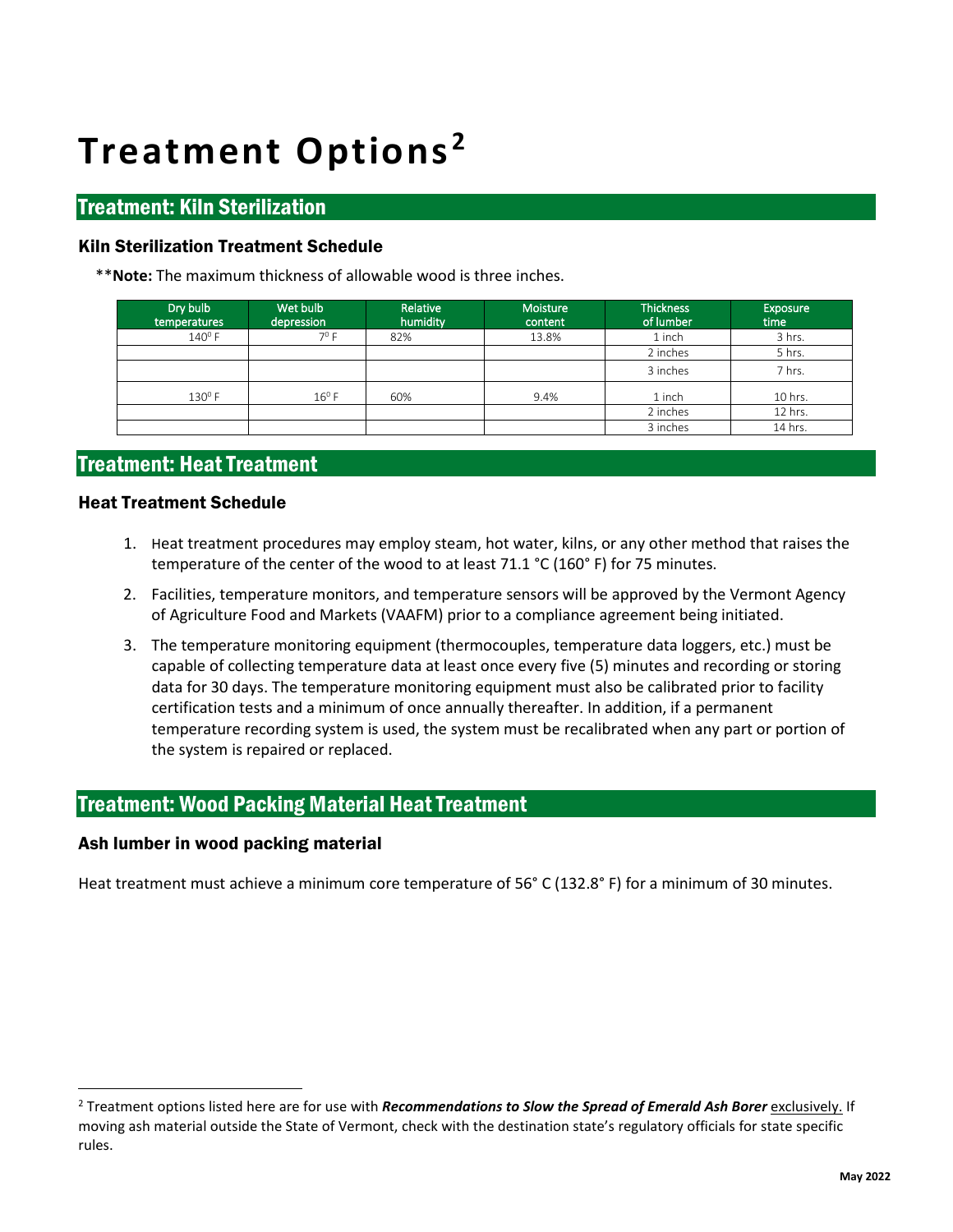# Treatment Options[2]

## Treatment: Kiln Sterilization

### Kiln Sterilization Treatment Schedule

**Note:** The maximum thickness of allowable wood is three inches.

| Dry bulb temperatures | Wet bulb depression | Relative humidity | Moisture content | Thickness of lumber | Exposure time |
|---|---|---|---|---|---|
| 140° F | 7° F | 82% | 13.8% | 1 inch | 3 hrs. |
| | | | | 2 inches | 5 hrs. |
| | | | | 3 inches | 7 hrs. |
| 130° F | 16° F | 60% | 9.4% | 1 inch | 10 hrs. |
| | | | | 2 inches | 12 hrs. |
| | | | | 3 inches | 14 hrs. |

## Treatment: Heat Treatment

### Heat Treatment Schedule

1. Heat treatment procedures may employ steam, hot water, kilns, or any other method that raises the temperature of the center of the wood to at least 71.1 °C (160° F) for 75 minutes.
2. Facilities, temperature monitors, and temperature sensors will be approved by the Vermont Agency of Agriculture Food and Markets (VAAFM) prior to a compliance agreement being initiated.
3. The temperature monitoring equipment (thermocouples, temperature data loggers, etc.) must be capable of collecting temperature data at least once every five (5) minutes and recording or storing data for 30 days. The temperature monitoring equipment must also be calibrated prior to facility certification tests and a minimum of once annually thereafter. In addition, if a permanent temperature recording system is used, the system must be recalibrated when any part or portion of the system is repaired or replaced.

## Treatment: Wood Packing Material Heat Treatment

### Ash lumber in wood packing material

Heat treatment must achieve a minimum core temperature of 56° C (132.8° F) for a minimum of 30 minutes.

[2] Treatment options listed here are for use with ***Recommendations to Slow the Spread of Emerald Ash Borer*** exclusively. If moving ash material outside the State of Vermont, check with the destination state's regulatory officials for state specific rules.

May 2022